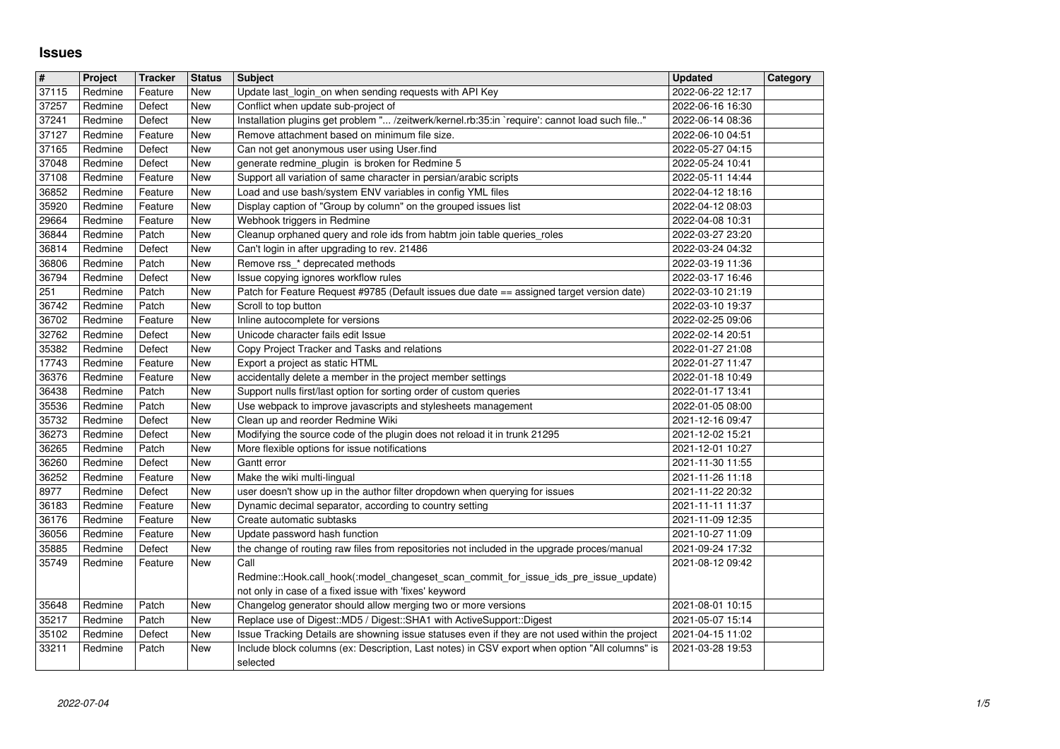# Issues

| # | Project | Tracker | Status | Subject | Updated | Category |
|---|---|---|---|---|---|---|
| 37115 | Redmine | Feature | New | Update last_login_on when sending requests with API Key | 2022-06-22 12:17 | |
| 37257 | Redmine | Defect | New | Conflict when update sub-project of | 2022-06-16 16:30 | |
| 37241 | Redmine | Defect | New | Installation plugins get problem "... /zeitwerk/kernel.rb:35:in `require': cannot load such file.." | 2022-06-14 08:36 | |
| 37127 | Redmine | Feature | New | Remove attachment based on minimum file size. | 2022-06-10 04:51 | |
| 37165 | Redmine | Defect | New | Can not get anonymous user using User.find | 2022-05-27 04:15 | |
| 37048 | Redmine | Defect | New | generate redmine_plugin is broken for Redmine 5 | 2022-05-24 10:41 | |
| 37108 | Redmine | Feature | New | Support all variation of same character in persian/arabic scripts | 2022-05-11 14:44 | |
| 36852 | Redmine | Feature | New | Load and use bash/system ENV variables in config YML files | 2022-04-12 18:16 | |
| 35920 | Redmine | Feature | New | Display caption of "Group by column" on the grouped issues list | 2022-04-12 08:03 | |
| 29664 | Redmine | Feature | New | Webhook triggers in Redmine | 2022-04-08 10:31 | |
| 36844 | Redmine | Patch | New | Cleanup orphaned query and role ids from habtm join table queries_roles | 2022-03-27 23:20 | |
| 36814 | Redmine | Defect | New | Can't login in after upgrading to rev. 21486 | 2022-03-24 04:32 | |
| 36806 | Redmine | Patch | New | Remove rss_* deprecated methods | 2022-03-19 11:36 | |
| 36794 | Redmine | Defect | New | Issue copying ignores workflow rules | 2022-03-17 16:46 | |
| 251 | Redmine | Patch | New | Patch for Feature Request #9785 (Default issues due date == assigned target version date) | 2022-03-10 21:19 | |
| 36742 | Redmine | Patch | New | Scroll to top button | 2022-03-10 19:37 | |
| 36702 | Redmine | Feature | New | Inline autocomplete for versions | 2022-02-25 09:06 | |
| 32762 | Redmine | Defect | New | Unicode character fails edit Issue | 2022-02-14 20:51 | |
| 35382 | Redmine | Defect | New | Copy Project Tracker and Tasks and relations | 2022-01-27 21:08 | |
| 17743 | Redmine | Feature | New | Export a project as static HTML | 2022-01-27 11:47 | |
| 36376 | Redmine | Feature | New | accidentally delete a member in the project member settings | 2022-01-18 10:49 | |
| 36438 | Redmine | Patch | New | Support nulls first/last option for sorting order of custom queries | 2022-01-17 13:41 | |
| 35536 | Redmine | Patch | New | Use webpack to improve javascripts and stylesheets management | 2022-01-05 08:00 | |
| 35732 | Redmine | Defect | New | Clean up and reorder Redmine Wiki | 2021-12-16 09:47 | |
| 36273 | Redmine | Defect | New | Modifying the source code of the plugin does not reload it in trunk 21295 | 2021-12-02 15:21 | |
| 36265 | Redmine | Patch | New | More flexible options for issue notifications | 2021-12-01 10:27 | |
| 36260 | Redmine | Defect | New | Gantt error | 2021-11-30 11:55 | |
| 36252 | Redmine | Feature | New | Make the wiki multi-lingual | 2021-11-26 11:18 | |
| 8977 | Redmine | Defect | New | user doesn't show up in the author filter dropdown when querying for issues | 2021-11-22 20:32 | |
| 36183 | Redmine | Feature | New | Dynamic decimal separator, according to country setting | 2021-11-11 11:37 | |
| 36176 | Redmine | Feature | New | Create automatic subtasks | 2021-11-09 12:35 | |
| 36056 | Redmine | Feature | New | Update password hash function | 2021-10-27 11:09 | |
| 35885 | Redmine | Defect | New | the change of routing raw files from repositories not included in the upgrade proces/manual | 2021-09-24 17:32 | |
| 35749 | Redmine | Feature | New | Call Redmine::Hook.call_hook(:model_changeset_scan_commit_for_issue_ids_pre_issue_update) not only in case of a fixed issue with 'fixes' keyword | 2021-08-12 09:42 | |
| 35648 | Redmine | Patch | New | Changelog generator should allow merging two or more versions | 2021-08-01 10:15 | |
| 35217 | Redmine | Patch | New | Replace use of Digest::MD5 / Digest::SHA1 with ActiveSupport::Digest | 2021-05-07 15:14 | |
| 35102 | Redmine | Defect | New | Issue Tracking Details are showning issue statuses even if they are not used within the project | 2021-04-15 11:02 | |
| 33211 | Redmine | Patch | New | Include block columns (ex: Description, Last notes) in CSV export when option "All columns" is selected | 2021-03-28 19:53 | |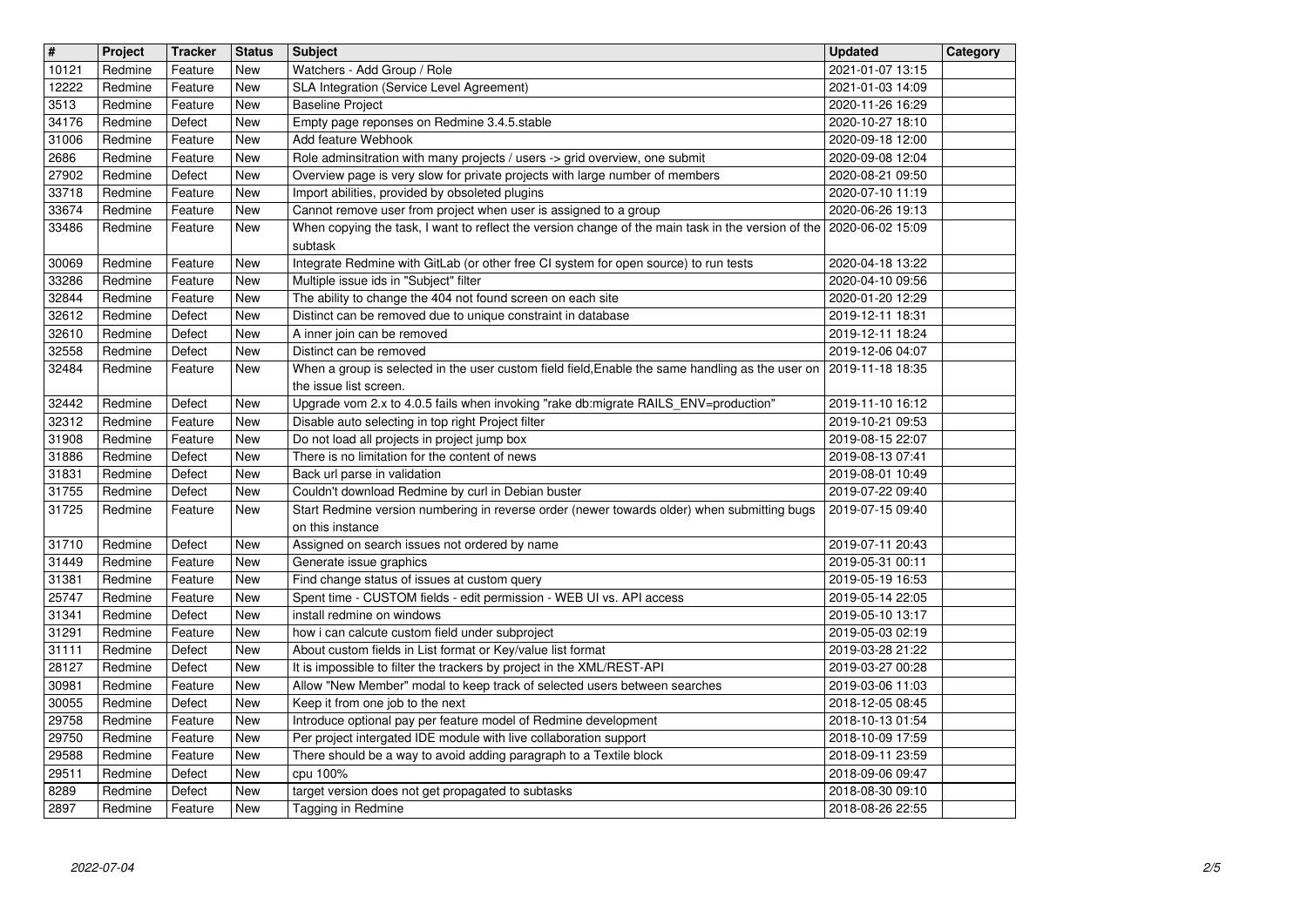| # | Project | Tracker | Status | Subject | Updated | Category |
|---|---|---|---|---|---|---|
| 10121 | Redmine | Feature | New | Watchers - Add Group / Role | 2021-01-07 13:15 | |
| 12222 | Redmine | Feature | New | SLA Integration (Service Level Agreement) | 2021-01-03 14:09 | |
| 3513 | Redmine | Feature | New | Baseline Project | 2020-11-26 16:29 | |
| 34176 | Redmine | Defect | New | Empty page reponses on Redmine 3.4.5.stable | 2020-10-27 18:10 | |
| 31006 | Redmine | Feature | New | Add feature Webhook | 2020-09-18 12:00 | |
| 2686 | Redmine | Feature | New | Role adminsitration with many projects / users -> grid overview, one submit | 2020-09-08 12:04 | |
| 27902 | Redmine | Defect | New | Overview page is very slow for private projects with large number of members | 2020-08-21 09:50 | |
| 33718 | Redmine | Feature | New | Import abilities, provided by obsoleted plugins | 2020-07-10 11:19 | |
| 33674 | Redmine | Feature | New | Cannot remove user from project when user is assigned to a group | 2020-06-26 19:13 | |
| 33486 | Redmine | Feature | New | When copying the task, I want to reflect the version change of the main task in the version of the subtask | 2020-06-02 15:09 | |
| 30069 | Redmine | Feature | New | Integrate Redmine with GitLab (or other free CI system for open source) to run tests | 2020-04-18 13:22 | |
| 33286 | Redmine | Feature | New | Multiple issue ids in "Subject" filter | 2020-04-10 09:56 | |
| 32844 | Redmine | Feature | New | The ability to change the 404 not found screen on each site | 2020-01-20 12:29 | |
| 32612 | Redmine | Defect | New | Distinct can be removed due to unique constraint in database | 2019-12-11 18:31 | |
| 32610 | Redmine | Defect | New | A inner join can be removed | 2019-12-11 18:24 | |
| 32558 | Redmine | Defect | New | Distinct can be removed | 2019-12-06 04:07 | |
| 32484 | Redmine | Feature | New | When a group is selected in the user custom field field,Enable the same handling as the user on the issue list screen. | 2019-11-18 18:35 | |
| 32442 | Redmine | Defect | New | Upgrade vom 2.x to 4.0.5 fails when invoking "rake db:migrate RAILS_ENV=production" | 2019-11-10 16:12 | |
| 32312 | Redmine | Feature | New | Disable auto selecting in top right Project filter | 2019-10-21 09:53 | |
| 31908 | Redmine | Feature | New | Do not load all projects in project jump box | 2019-08-15 22:07 | |
| 31886 | Redmine | Defect | New | There is no limitation for the content of news | 2019-08-13 07:41 | |
| 31831 | Redmine | Defect | New | Back url parse in validation | 2019-08-01 10:49 | |
| 31755 | Redmine | Defect | New | Couldn't download Redmine by curl in Debian buster | 2019-07-22 09:40 | |
| 31725 | Redmine | Feature | New | Start Redmine version numbering in reverse order (newer towards older) when submitting bugs on this instance | 2019-07-15 09:40 | |
| 31710 | Redmine | Defect | New | Assigned on search issues not ordered by name | 2019-07-11 20:43 | |
| 31449 | Redmine | Feature | New | Generate issue graphics | 2019-05-31 00:11 | |
| 31381 | Redmine | Feature | New | Find change status of issues at custom query | 2019-05-19 16:53 | |
| 25747 | Redmine | Feature | New | Spent time - CUSTOM fields - edit permission - WEB UI vs. API access | 2019-05-14 22:05 | |
| 31341 | Redmine | Defect | New | install redmine on windows | 2019-05-10 13:17 | |
| 31291 | Redmine | Feature | New | how i can calcute custom field under subproject | 2019-05-03 02:19 | |
| 31111 | Redmine | Defect | New | About custom fields in List format or Key/value list format | 2019-03-28 21:22 | |
| 28127 | Redmine | Defect | New | It is impossible to filter the trackers by project in the XML/REST-API | 2019-03-27 00:28 | |
| 30981 | Redmine | Feature | New | Allow "New Member" modal to keep track of selected users between searches | 2019-03-06 11:03 | |
| 30055 | Redmine | Defect | New | Keep it from one job to the next | 2018-12-05 08:45 | |
| 29758 | Redmine | Feature | New | Introduce optional pay per feature model of Redmine development | 2018-10-13 01:54 | |
| 29750 | Redmine | Feature | New | Per project intergated IDE module with live collaboration support | 2018-10-09 17:59 | |
| 29588 | Redmine | Feature | New | There should be a way to avoid adding paragraph to a Textile block | 2018-09-11 23:59 | |
| 29511 | Redmine | Defect | New | cpu 100% | 2018-09-06 09:47 | |
| 8289 | Redmine | Defect | New | target version does not get propagated to subtasks | 2018-08-30 09:10 | |
| 2897 | Redmine | Feature | New | Tagging in Redmine | 2018-08-26 22:55 | |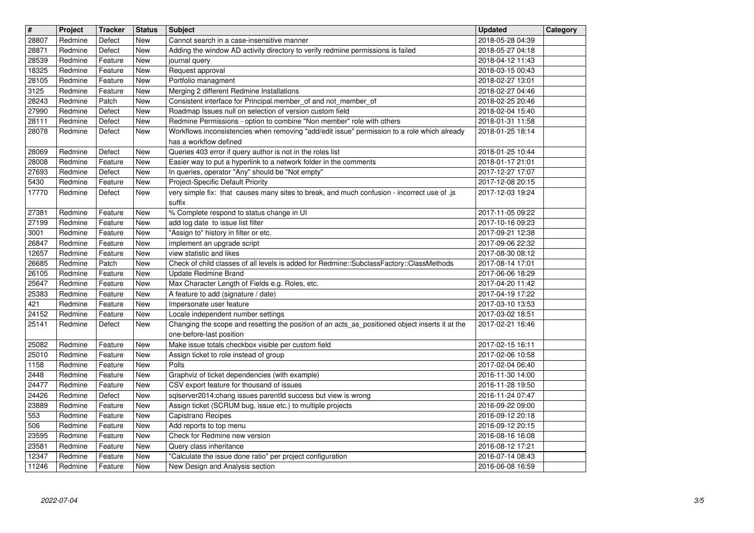| # | Project | Tracker | Status | Subject | Updated | Category |
|---|---|---|---|---|---|---|
| 28807 | Redmine | Defect | New | Cannot search in a case-insensitive manner | 2018-05-28 04:39 | |
| 28871 | Redmine | Defect | New | Adding the window AD activity directory to verify redmine permissions is failed | 2018-05-27 04:18 | |
| 28539 | Redmine | Feature | New | journal query | 2018-04-12 11:43 | |
| 18325 | Redmine | Feature | New | Request approval | 2018-03-15 00:43 | |
| 28105 | Redmine | Feature | New | Portfolio managment | 2018-02-27 13:01 | |
| 3125 | Redmine | Feature | New | Merging 2 different Redmine Installations | 2018-02-27 04:46 | |
| 28243 | Redmine | Patch | New | Consistent interface for Principal.member_of and not_member_of | 2018-02-25 20:46 | |
| 27990 | Redmine | Defect | New | Roadmap Issues null on selection of version custom field | 2018-02-04 15:40 | |
| 28111 | Redmine | Defect | New | Redmine Permissions - option to combine "Non member" role with others | 2018-01-31 11:58 | |
| 28078 | Redmine | Defect | New | Workflows inconsistencies when removing "add/edit issue" permission to a role which already has a workflow defined | 2018-01-25 18:14 | |
| 28069 | Redmine | Defect | New | Queries 403 error if query author is not in the roles list | 2018-01-25 10:44 | |
| 28008 | Redmine | Feature | New | Easier way to put a hyperlink to a network folder in the comments | 2018-01-17 21:01 | |
| 27693 | Redmine | Defect | New | In queries, operator "Any" should be "Not empty" | 2017-12-27 17:07 | |
| 5430 | Redmine | Feature | New | Project-Specific Default Priority | 2017-12-08 20:15 | |
| 17770 | Redmine | Defect | New | very simple fix: that causes many sites to break, and much confusion - incorrect use of .js suffix | 2017-12-03 19:24 | |
| 27381 | Redmine | Feature | New | % Complete respond to status change in UI | 2017-11-05 09:22 | |
| 27199 | Redmine | Feature | New | add log date to issue list filter | 2017-10-16 09:23 | |
| 3001 | Redmine | Feature | New | "Assign to" history in filter or etc. | 2017-09-21 12:38 | |
| 26847 | Redmine | Feature | New | implement an upgrade script | 2017-09-06 22:32 | |
| 12657 | Redmine | Feature | New | view statistic and likes | 2017-08-30 08:12 | |
| 26685 | Redmine | Patch | New | Check of child classes of all levels is added for Redmine::SubclassFactory::ClassMethods | 2017-08-14 17:01 | |
| 26105 | Redmine | Feature | New | Update Redmine Brand | 2017-06-06 18:29 | |
| 25647 | Redmine | Feature | New | Max Character Length of Fields e.g. Roles, etc. | 2017-04-20 11:42 | |
| 25383 | Redmine | Feature | New | A feature to add (signature / date) | 2017-04-19 17:22 | |
| 421 | Redmine | Feature | New | Impersonate user feature | 2017-03-10 13:53 | |
| 24152 | Redmine | Feature | New | Locale independent number settings | 2017-03-02 18:51 | |
| 25141 | Redmine | Defect | New | Changing the scope and resetting the position of an acts_as_positioned object inserts it at the one-before-last position | 2017-02-21 16:46 | |
| 25082 | Redmine | Feature | New | Make issue totals checkbox visible per custom field | 2017-02-15 16:11 | |
| 25010 | Redmine | Feature | New | Assign ticket to role instead of group | 2017-02-06 10:58 | |
| 1158 | Redmine | Feature | New | Polls | 2017-02-04 06:40 | |
| 2448 | Redmine | Feature | New | Graphviz of ticket dependencies (with example) | 2016-11-30 14:00 | |
| 24477 | Redmine | Feature | New | CSV export feature for thousand of issues | 2016-11-28 19:50 | |
| 24426 | Redmine | Defect | New | sqlserver2014:chang issues parentId success but view is wrong | 2016-11-24 07:47 | |
| 23889 | Redmine | Feature | New | Assign ticket (SCRUM bug, issue etc.) to multiple projects | 2016-09-22 09:00 | |
| 553 | Redmine | Feature | New | Capistrano Recipes | 2016-09-12 20:18 | |
| 506 | Redmine | Feature | New | Add reports to top menu | 2016-09-12 20:15 | |
| 23595 | Redmine | Feature | New | Check for Redmine new version | 2016-08-16 16:08 | |
| 23581 | Redmine | Feature | New | Query class inheritance | 2016-08-12 17:21 | |
| 12347 | Redmine | Feature | New | "Calculate the issue done ratio" per project configuration | 2016-07-14 08:43 | |
| 11246 | Redmine | Feature | New | New Design and Analysis section | 2016-06-08 16:59 | |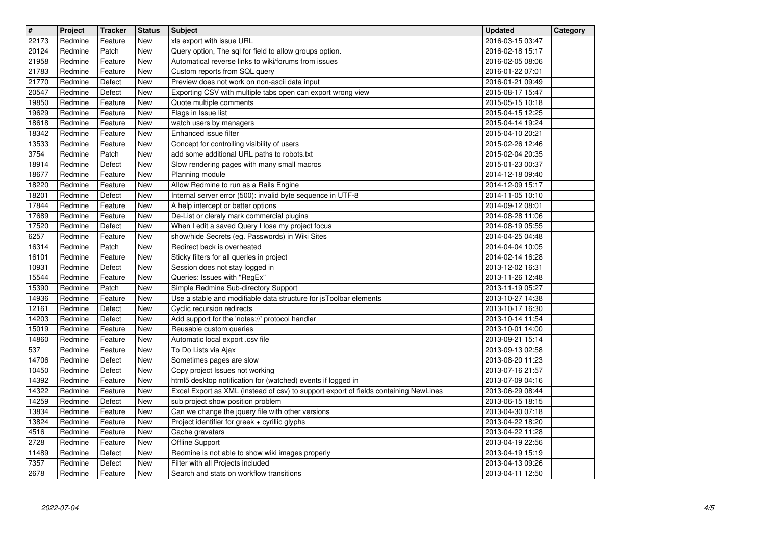| # | Project | Tracker | Status | Subject | Updated | Category |
|---|---|---|---|---|---|---|
| 22173 | Redmine | Feature | New | xls export with issue URL | 2016-03-15 03:47 | |
| 20124 | Redmine | Patch | New | Query option, The sql for field to allow groups option. | 2016-02-18 15:17 | |
| 21958 | Redmine | Feature | New | Automatical reverse links to wiki/forums from issues | 2016-02-05 08:06 | |
| 21783 | Redmine | Feature | New | Custom reports from SQL query | 2016-01-22 07:01 | |
| 21770 | Redmine | Defect | New | Preview does not work on non-ascii data input | 2016-01-21 09:49 | |
| 20547 | Redmine | Defect | New | Exporting CSV with multiple tabs open can export wrong view | 2015-08-17 15:47 | |
| 19850 | Redmine | Feature | New | Quote multiple comments | 2015-05-15 10:18 | |
| 19629 | Redmine | Feature | New | Flags in Issue list | 2015-04-15 12:25 | |
| 18618 | Redmine | Feature | New | watch users by managers | 2015-04-14 19:24 | |
| 18342 | Redmine | Feature | New | Enhanced issue filter | 2015-04-10 20:21 | |
| 13533 | Redmine | Feature | New | Concept for controlling visibility of users | 2015-02-26 12:46 | |
| 3754 | Redmine | Patch | New | add some additional URL paths to robots.txt | 2015-02-04 20:35 | |
| 18914 | Redmine | Defect | New | Slow rendering pages with many small macros | 2015-01-23 00:37 | |
| 18677 | Redmine | Feature | New | Planning module | 2014-12-18 09:40 | |
| 18220 | Redmine | Feature | New | Allow Redmine to run as a Rails Engine | 2014-12-09 15:17 | |
| 18201 | Redmine | Defect | New | Internal server error (500): invalid byte sequence in UTF-8 | 2014-11-05 10:10 | |
| 17844 | Redmine | Feature | New | A help intercept or better options | 2014-09-12 08:01 | |
| 17689 | Redmine | Feature | New | De-List or cleraly mark commercial plugins | 2014-08-28 11:06 | |
| 17520 | Redmine | Defect | New | When I edit a saved Query I lose my project focus | 2014-08-19 05:55 | |
| 6257 | Redmine | Feature | New | show/hide Secrets (eg. Passwords) in Wiki Sites | 2014-04-25 04:48 | |
| 16314 | Redmine | Patch | New | Redirect back is overheated | 2014-04-04 10:05 | |
| 16101 | Redmine | Feature | New | Sticky filters for all queries in project | 2014-02-14 16:28 | |
| 10931 | Redmine | Defect | New | Session does not stay logged in | 2013-12-02 16:31 | |
| 15544 | Redmine | Feature | New | Queries: Issues with "RegEx" | 2013-11-26 12:48 | |
| 15390 | Redmine | Patch | New | Simple Redmine Sub-directory Support | 2013-11-19 05:27 | |
| 14936 | Redmine | Feature | New | Use a stable and modifiable data structure for jsToolbar elements | 2013-10-27 14:38 | |
| 12161 | Redmine | Defect | New | Cyclic recursion redirects | 2013-10-17 16:30 | |
| 14203 | Redmine | Defect | New | Add support for the 'notes://' protocol handler | 2013-10-14 11:54 | |
| 15019 | Redmine | Feature | New | Reusable custom queries | 2013-10-01 14:00 | |
| 14860 | Redmine | Feature | New | Automatic local export .csv file | 2013-09-21 15:14 | |
| 537 | Redmine | Feature | New | To Do Lists via Ajax | 2013-09-13 02:58 | |
| 14706 | Redmine | Defect | New | Sometimes pages are slow | 2013-08-20 11:23 | |
| 10450 | Redmine | Defect | New | Copy project Issues not working | 2013-07-16 21:57 | |
| 14392 | Redmine | Feature | New | html5 desktop notification for (watched) events if logged in | 2013-07-09 04:16 | |
| 14322 | Redmine | Feature | New | Excel Export as XML (instead of csv) to support export of fields containing NewLines | 2013-06-29 08:44 | |
| 14259 | Redmine | Defect | New | sub project show position problem | 2013-06-15 18:15 | |
| 13834 | Redmine | Feature | New | Can we change the jquery file with other versions | 2013-04-30 07:18 | |
| 13824 | Redmine | Feature | New | Project identifier for greek + cyrillic glyphs | 2013-04-22 18:20 | |
| 4516 | Redmine | Feature | New | Cache gravatars | 2013-04-22 11:28 | |
| 2728 | Redmine | Feature | New | Offline Support | 2013-04-19 22:56 | |
| 11489 | Redmine | Defect | New | Redmine is not able to show wiki images properly | 2013-04-19 15:19 | |
| 7357 | Redmine | Defect | New | Filter with all Projects included | 2013-04-13 09:26 | |
| 2678 | Redmine | Feature | New | Search and stats on workflow transitions | 2013-04-11 12:50 | |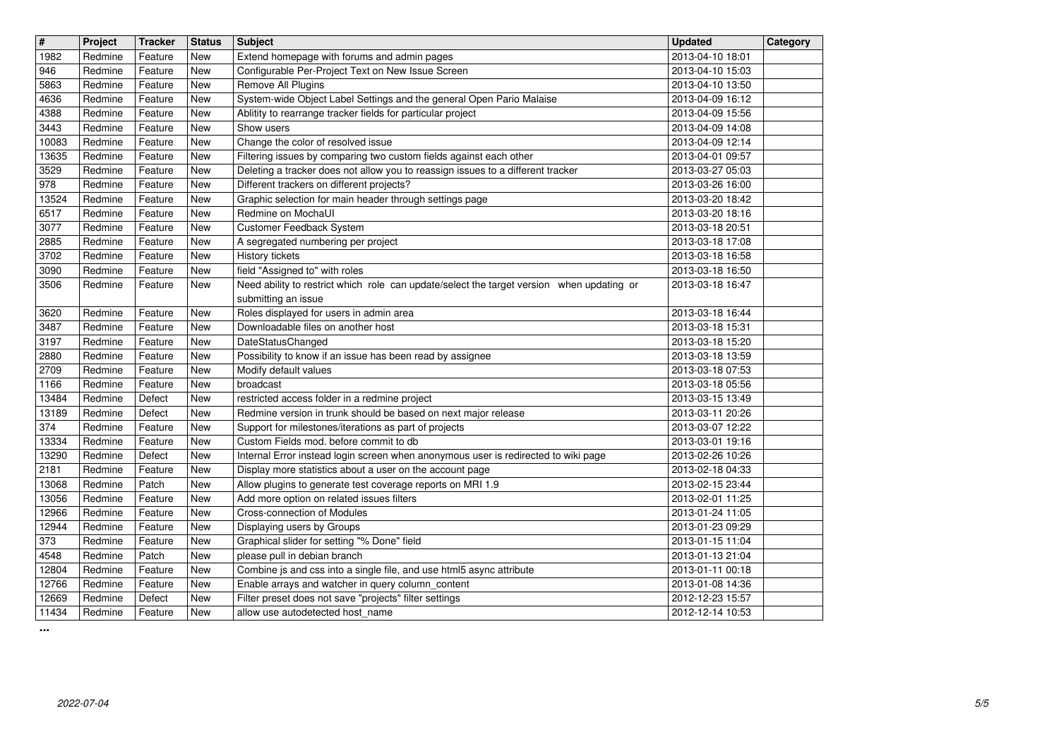| # | Project | Tracker | Status | Subject | Updated | Category |
|---|---|---|---|---|---|---|
| 1982 | Redmine | Feature | New | Extend homepage with forums and admin pages | 2013-04-10 18:01 | |
| 946 | Redmine | Feature | New | Configurable Per-Project Text on New Issue Screen | 2013-04-10 15:03 | |
| 5863 | Redmine | Feature | New | Remove All Plugins | 2013-04-10 13:50 | |
| 4636 | Redmine | Feature | New | System-wide Object Label Settings and the general Open Pario Malaise | 2013-04-09 16:12 | |
| 4388 | Redmine | Feature | New | Ablitity to rearrange tracker fields for particular project | 2013-04-09 15:56 | |
| 3443 | Redmine | Feature | New | Show users | 2013-04-09 14:08 | |
| 10083 | Redmine | Feature | New | Change the color of resolved issue | 2013-04-09 12:14 | |
| 13635 | Redmine | Feature | New | Filtering issues by comparing two custom fields against each other | 2013-04-01 09:57 | |
| 3529 | Redmine | Feature | New | Deleting a tracker does not allow you to reassign issues to a different tracker | 2013-03-27 05:03 | |
| 978 | Redmine | Feature | New | Different trackers on different projects? | 2013-03-26 16:00 | |
| 13524 | Redmine | Feature | New | Graphic selection for main header through settings page | 2013-03-20 18:42 | |
| 6517 | Redmine | Feature | New | Redmine on MochaUI | 2013-03-20 18:16 | |
| 3077 | Redmine | Feature | New | Customer Feedback System | 2013-03-18 20:51 | |
| 2885 | Redmine | Feature | New | A segregated numbering per project | 2013-03-18 17:08 | |
| 3702 | Redmine | Feature | New | History tickets | 2013-03-18 16:58 | |
| 3090 | Redmine | Feature | New | field "Assigned to" with roles | 2013-03-18 16:50 | |
| 3506 | Redmine | Feature | New | Need ability to restrict which role can update/select the target version when updating or submitting an issue | 2013-03-18 16:47 | |
| 3620 | Redmine | Feature | New | Roles displayed for users in admin area | 2013-03-18 16:44 | |
| 3487 | Redmine | Feature | New | Downloadable files on another host | 2013-03-18 15:31 | |
| 3197 | Redmine | Feature | New | DateStatusChanged | 2013-03-18 15:20 | |
| 2880 | Redmine | Feature | New | Possibility to know if an issue has been read by assignee | 2013-03-18 13:59 | |
| 2709 | Redmine | Feature | New | Modify default values | 2013-03-18 07:53 | |
| 1166 | Redmine | Feature | New | broadcast | 2013-03-18 05:56 | |
| 13484 | Redmine | Defect | New | restricted access folder in a redmine project | 2013-03-15 13:49 | |
| 13189 | Redmine | Defect | New | Redmine version in trunk should be based on next major release | 2013-03-11 20:26 | |
| 374 | Redmine | Feature | New | Support for milestones/iterations as part of projects | 2013-03-07 12:22 | |
| 13334 | Redmine | Feature | New | Custom Fields mod. before commit to db | 2013-03-01 19:16 | |
| 13290 | Redmine | Defect | New | Internal Error instead login screen when anonymous user is redirected to wiki page | 2013-02-26 10:26 | |
| 2181 | Redmine | Feature | New | Display more statistics about a user on the account page | 2013-02-18 04:33 | |
| 13068 | Redmine | Patch | New | Allow plugins to generate test coverage reports on MRI 1.9 | 2013-02-15 23:44 | |
| 13056 | Redmine | Feature | New | Add more option on related issues filters | 2013-02-01 11:25 | |
| 12966 | Redmine | Feature | New | Cross-connection of Modules | 2013-01-24 11:05 | |
| 12944 | Redmine | Feature | New | Displaying users by Groups | 2013-01-23 09:29 | |
| 373 | Redmine | Feature | New | Graphical slider for setting "% Done" field | 2013-01-15 11:04 | |
| 4548 | Redmine | Patch | New | please pull in debian branch | 2013-01-13 21:04 | |
| 12804 | Redmine | Feature | New | Combine js and css into a single file, and use html5 async attribute | 2013-01-11 00:18 | |
| 12766 | Redmine | Feature | New | Enable arrays and watcher in query column_content | 2013-01-08 14:36 | |
| 12669 | Redmine | Defect | New | Filter preset does not save "projects" filter settings | 2012-12-23 15:57 | |
| 11434 | Redmine | Feature | New | allow use autodetected host_name | 2012-12-14 10:53 | |

...